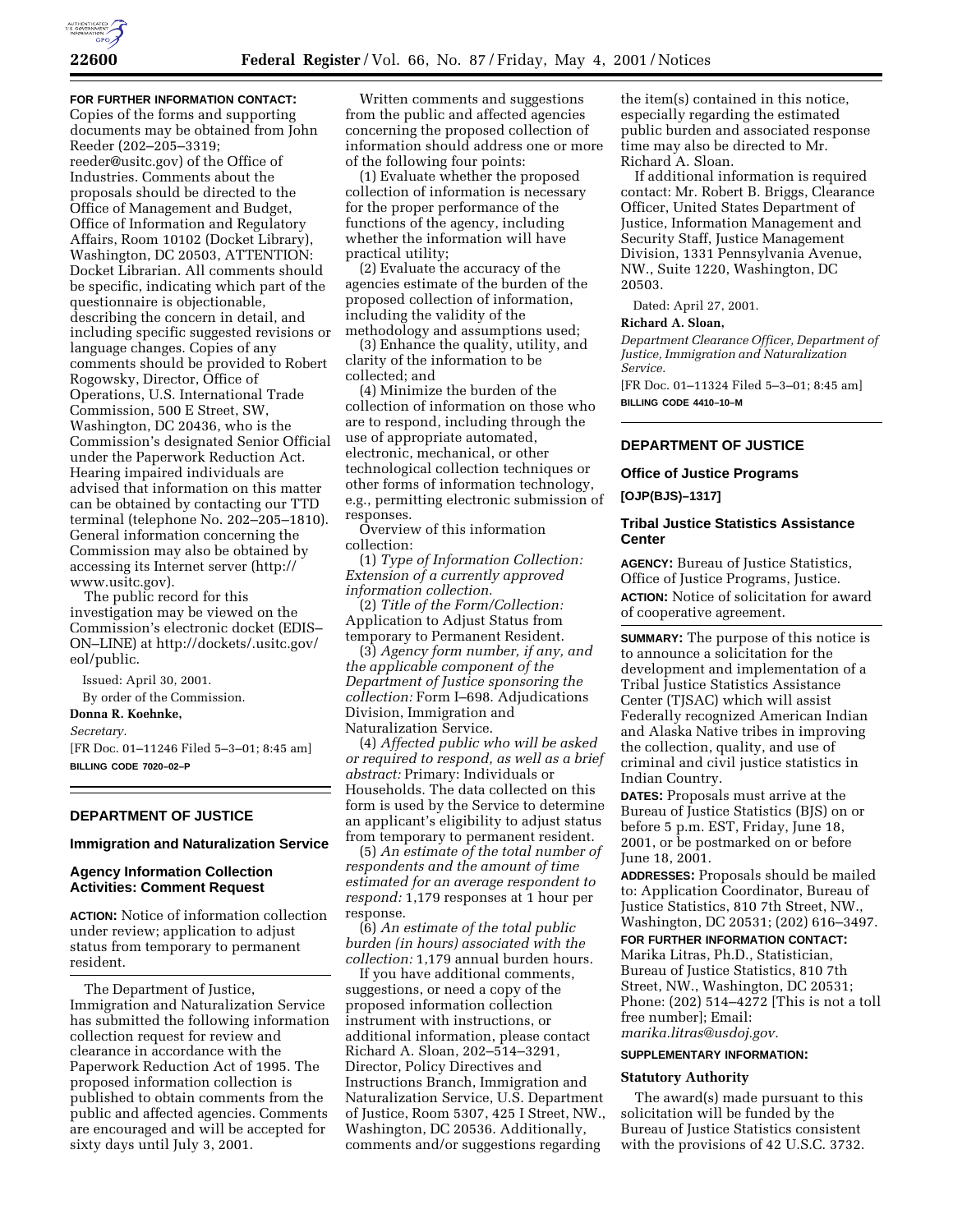**FOR FURTHER INFORMATION CONTACT:** Copies of the forms and supporting documents may be obtained from John Reeder (202–205–3319; reeder@usitc.gov) of the Office of Industries. Comments about the proposals should be directed to the Office of Management and Budget, Office of Information and Regulatory Affairs, Room 10102 (Docket Library), Washington, DC 20503, ATTENTION: Docket Librarian. All comments should be specific, indicating which part of the questionnaire is objectionable, describing the concern in detail, and including specific suggested revisions or language changes. Copies of any comments should be provided to Robert Rogowsky, Director, Office of Operations, U.S. International Trade Commission, 500 E Street, SW, Washington, DC 20436, who is the Commission's designated Senior Official under the Paperwork Reduction Act. Hearing impaired individuals are advised that information on this matter can be obtained by contacting our TTD terminal (telephone No. 202–205–1810). General information concerning the Commission may also be obtained by accessing its Internet server (http://www.usitc.gov).

The public record for this investigation may be viewed on the Commission's electronic docket (EDIS–ON–LINE) at http://dockets/.usitc.gov/eol/public.

Issued: April 30, 2001.

By order of the Commission.

**Donna R. Koehnke,**

*Secretary.*

[FR Doc. 01–11246 Filed 5–3–01; 8:45 am]

**BILLING CODE 7020–02–P**

## DEPARTMENT OF JUSTICE

### Immigration and Naturalization Service

### Agency Information Collection Activities: Comment Request

**ACTION:** Notice of information collection under review; application to adjust status from temporary to permanent resident.

The Department of Justice, Immigration and Naturalization Service has submitted the following information collection request for review and clearance in accordance with the Paperwork Reduction Act of 1995. The proposed information collection is published to obtain comments from the public and affected agencies. Comments are encouraged and will be accepted for sixty days until July 3, 2001.

Written comments and suggestions from the public and affected agencies concerning the proposed collection of information should address one or more of the following four points:

(1) Evaluate whether the proposed collection of information is necessary for the proper performance of the functions of the agency, including whether the information will have practical utility;

(2) Evaluate the accuracy of the agencies estimate of the burden of the proposed collection of information, including the validity of the methodology and assumptions used;

(3) Enhance the quality, utility, and clarity of the information to be collected; and

(4) Minimize the burden of the collection of information on those who are to respond, including through the use of appropriate automated, electronic, mechanical, or other technological collection techniques or other forms of information technology, e.g., permitting electronic submission of responses.

Overview of this information collection:

(1) *Type of Information Collection: Extension of a currently approved information collection.*

(2) *Title of the Form/Collection:* Application to Adjust Status from temporary to Permanent Resident.

(3) *Agency form number, if any, and the applicable component of the Department of Justice sponsoring the collection:* Form I–698. Adjudications Division, Immigration and Naturalization Service.

(4) *Affected public who will be asked or required to respond, as well as a brief abstract:* Primary: Individuals or Households. The data collected on this form is used by the Service to determine an applicant's eligibility to adjust status from temporary to permanent resident.

(5) *An estimate of the total number of respondents and the amount of time estimated for an average respondent to respond:* 1,179 responses at 1 hour per response.

(6) *An estimate of the total public burden (in hours) associated with the collection:* 1,179 annual burden hours.

If you have additional comments, suggestions, or need a copy of the proposed information collection instrument with instructions, or additional information, please contact Richard A. Sloan, 202–514–3291, Director, Policy Directives and Instructions Branch, Immigration and Naturalization Service, U.S. Department of Justice, Room 5307, 425 I Street, NW., Washington, DC 20536. Additionally, comments and/or suggestions regarding the item(s) contained in this notice, especially regarding the estimated public burden and associated response time may also be directed to Mr. Richard A. Sloan.

If additional information is required contact: Mr. Robert B. Briggs, Clearance Officer, United States Department of Justice, Information Management and Security Staff, Justice Management Division, 1331 Pennsylvania Avenue, NW., Suite 1220, Washington, DC 20503.

Dated: April 27, 2001.

**Richard A. Sloan,**

*Department Clearance Officer, Department of Justice, Immigration and Naturalization Service.*

[FR Doc. 01–11324 Filed 5–3–01; 8:45 am]

**BILLING CODE 4410–10–M**

## DEPARTMENT OF JUSTICE

### Office of Justice Programs

**[OJP(BJS)–1317]**

### Tribal Justice Statistics Assistance Center

**AGENCY:** Bureau of Justice Statistics, Office of Justice Programs, Justice.

**ACTION:** Notice of solicitation for award of cooperative agreement.

**SUMMARY:** The purpose of this notice is to announce a solicitation for the development and implementation of a Tribal Justice Statistics Assistance Center (TJSAC) which will assist Federally recognized American Indian and Alaska Native tribes in improving the collection, quality, and use of criminal and civil justice statistics in Indian Country.

**DATES:** Proposals must arrive at the Bureau of Justice Statistics (BJS) on or before 5 p.m. EST, Friday, June 18, 2001, or be postmarked on or before June 18, 2001.

**ADDRESSES:** Proposals should be mailed to: Application Coordinator, Bureau of Justice Statistics, 810 7th Street, NW., Washington, DC 20531; (202) 616–3497.

**FOR FURTHER INFORMATION CONTACT:** Marika Litras, Ph.D., Statistician, Bureau of Justice Statistics, 810 7th Street, NW., Washington, DC 20531; Phone: (202) 514–4272 [This is not a toll free number]; Email: *marika.litras@usdoj.gov.*

**SUPPLEMENTARY INFORMATION:**

#### Statutory Authority

The award(s) made pursuant to this solicitation will be funded by the Bureau of Justice Statistics consistent with the provisions of 42 U.S.C. 3732.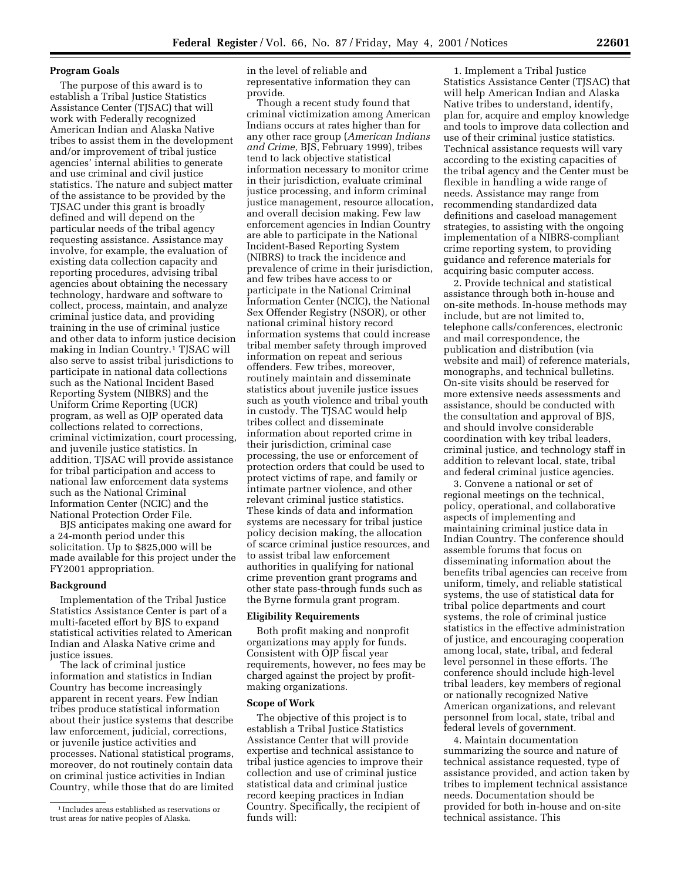**Program Goals**

The purpose of this award is to establish a Tribal Justice Statistics Assistance Center (TJSAC) that will work with Federally recognized American Indian and Alaska Native tribes to assist them in the development and/or improvement of tribal justice agencies' internal abilities to generate and use criminal and civil justice statistics. The nature and subject matter of the assistance to be provided by the TJSAC under this grant is broadly defined and will depend on the particular needs of the tribal agency requesting assistance. Assistance may involve, for example, the evaluation of existing data collection capacity and reporting procedures, advising tribal agencies about obtaining the necessary technology, hardware and software to collect, process, maintain, and analyze criminal justice data, and providing training in the use of criminal justice and other data to inform justice decision making in Indian Country.[1] TJSAC will also serve to assist tribal jurisdictions to participate in national data collections such as the National Incident Based Reporting System (NIBRS) and the Uniform Crime Reporting (UCR) program, as well as OJP operated data collections related to corrections, criminal victimization, court processing, and juvenile justice statistics. In addition, TJSAC will provide assistance for tribal participation and access to national law enforcement data systems such as the National Criminal Information Center (NCIC) and the National Protection Order File.

BJS anticipates making one award for a 24-month period under this solicitation. Up to $825,000 will be made available for this project under the FY2001 appropriation.

**Background**

Implementation of the Tribal Justice Statistics Assistance Center is part of a multi-faceted effort by BJS to expand statistical activities related to American Indian and Alaska Native crime and justice issues.

The lack of criminal justice information and statistics in Indian Country has become increasingly apparent in recent years. Few Indian tribes produce statistical information about their justice systems that describe law enforcement, judicial, corrections, or juvenile justice activities and processes. National statistical programs, moreover, do not routinely contain data on criminal justice activities in Indian Country, while those that do are limited in the level of reliable and representative information they can provide.

Though a recent study found that criminal victimization among American Indians occurs at rates higher than for any other race group (*American Indians and Crime,* BJS, February 1999), tribes tend to lack objective statistical information necessary to monitor crime in their jurisdiction, evaluate criminal justice processing, and inform criminal justice management, resource allocation, and overall decision making. Few law enforcement agencies in Indian Country are able to participate in the National Incident-Based Reporting System (NIBRS) to track the incidence and prevalence of crime in their jurisdiction, and few tribes have access to or participate in the National Criminal Information Center (NCIC), the National Sex Offender Registry (NSOR), or other national criminal history record information systems that could increase tribal member safety through improved information on repeat and serious offenders. Few tribes, moreover, routinely maintain and disseminate statistics about juvenile justice issues such as youth violence and tribal youth in custody. The TJSAC would help tribes collect and disseminate information about reported crime in their jurisdiction, criminal case processing, the use or enforcement of protection orders that could be used to protect victims of rape, and family or intimate partner violence, and other relevant criminal justice statistics. These kinds of data and information systems are necessary for tribal justice policy decision making, the allocation of scarce criminal justice resources, and to assist tribal law enforcement authorities in qualifying for national crime prevention grant programs and other state pass-through funds such as the Byrne formula grant program.

**Eligibility Requirements**

Both profit making and nonprofit organizations may apply for funds. Consistent with OJP fiscal year requirements, however, no fees may be charged against the project by profit-making organizations.

**Scope of Work**

The objective of this project is to establish a Tribal Justice Statistics Assistance Center that will provide expertise and technical assistance to tribal justice agencies to improve their collection and use of criminal justice statistical data and criminal justice record keeping practices in Indian Country. Specifically, the recipient of funds will:

1. Implement a Tribal Justice Statistics Assistance Center (TJSAC) that will help American Indian and Alaska Native tribes to understand, identify, plan for, acquire and employ knowledge and tools to improve data collection and use of their criminal justice statistics. Technical assistance requests will vary according to the existing capacities of the tribal agency and the Center must be flexible in handling a wide range of needs. Assistance may range from recommending standardized data definitions and caseload management strategies, to assisting with the ongoing implementation of a NIBRS-compliant crime reporting system, to providing guidance and reference materials for acquiring basic computer access.

2. Provide technical and statistical assistance through both in-house and on-site methods. In-house methods may include, but are not limited to, telephone calls/conferences, electronic and mail correspondence, the publication and distribution (via website and mail) of reference materials, monographs, and technical bulletins. On-site visits should be reserved for more extensive needs assessments and assistance, should be conducted with the consultation and approval of BJS, and should involve considerable coordination with key tribal leaders, criminal justice, and technology staff in addition to relevant local, state, tribal and federal criminal justice agencies.

3. Convene a national or set of regional meetings on the technical, policy, operational, and collaborative aspects of implementing and maintaining criminal justice data in Indian Country. The conference should assemble forums that focus on disseminating information about the benefits tribal agencies can receive from uniform, timely, and reliable statistical systems, the use of statistical data for tribal police departments and court systems, the role of criminal justice statistics in the effective administration of justice, and encouraging cooperation among local, state, tribal, and federal level personnel in these efforts. The conference should include high-level tribal leaders, key members of regional or nationally recognized Native American organizations, and relevant personnel from local, state, tribal and federal levels of government.

4. Maintain documentation summarizing the source and nature of technical assistance requested, type of assistance provided, and action taken by tribes to implement technical assistance needs. Documentation should be provided for both in-house and on-site technical assistance. This

[1] Includes areas established as reservations or trust areas for native peoples of Alaska.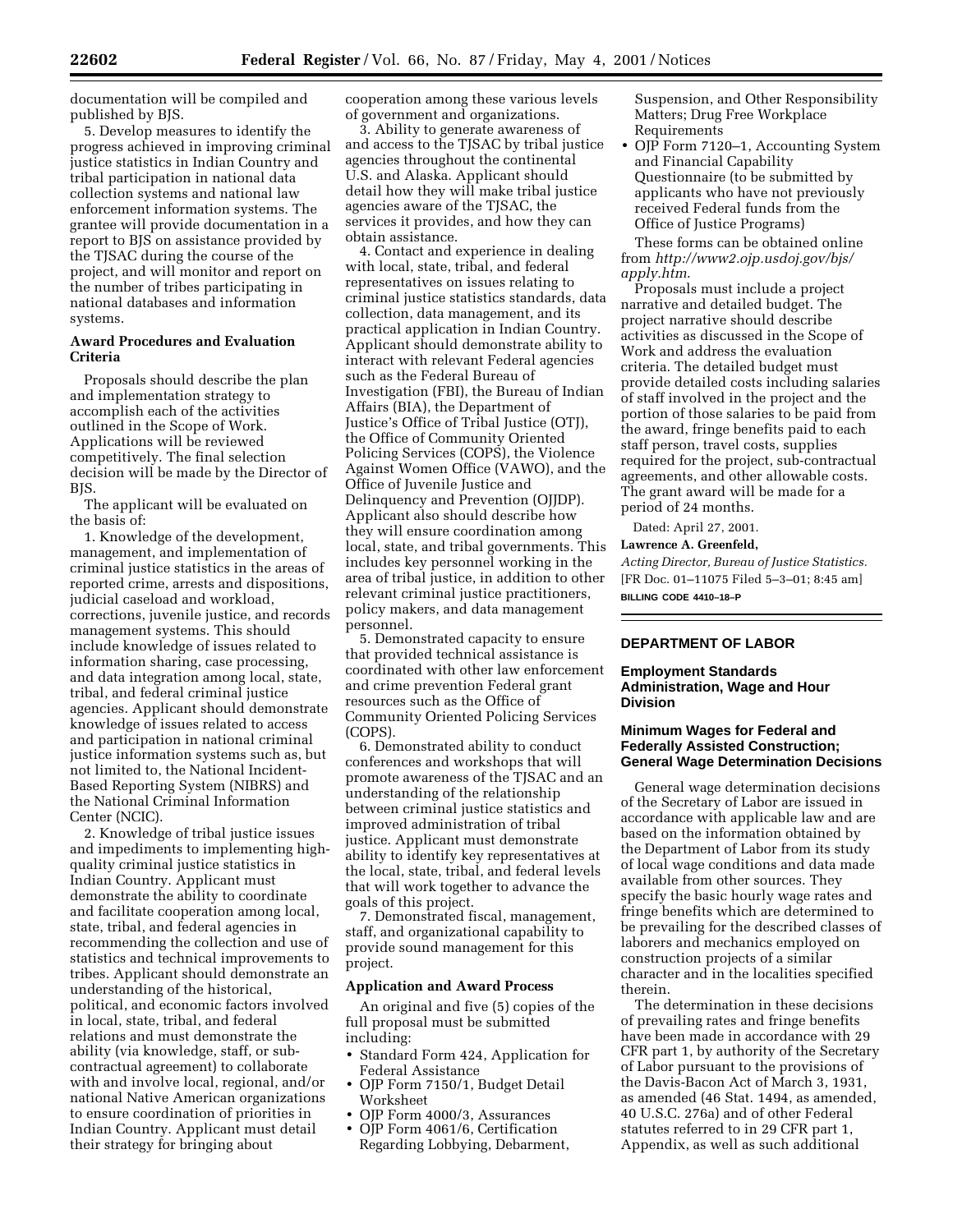documentation will be compiled and published by BJS.

5. Develop measures to identify the progress achieved in improving criminal justice statistics in Indian Country and tribal participation in national data collection systems and national law enforcement information systems. The grantee will provide documentation in a report to BJS on assistance provided by the TJSAC during the course of the project, and will monitor and report on the number of tribes participating in national databases and information systems.

**Award Procedures and Evaluation Criteria**

Proposals should describe the plan and implementation strategy to accomplish each of the activities outlined in the Scope of Work. Applications will be reviewed competitively. The final selection decision will be made by the Director of BJS.

The applicant will be evaluated on the basis of:

1. Knowledge of the development, management, and implementation of criminal justice statistics in the areas of reported crime, arrests and dispositions, judicial caseload and workload, corrections, juvenile justice, and records management systems. This should include knowledge of issues related to information sharing, case processing, and data integration among local, state, tribal, and federal criminal justice agencies. Applicant should demonstrate knowledge of issues related to access and participation in national criminal justice information systems such as, but not limited to, the National Incident-Based Reporting System (NIBRS) and the National Criminal Information Center (NCIC).

2. Knowledge of tribal justice issues and impediments to implementing high-quality criminal justice statistics in Indian Country. Applicant must demonstrate the ability to coordinate and facilitate cooperation among local, state, tribal, and federal agencies in recommending the collection and use of statistics and technical improvements to tribes. Applicant should demonstrate an understanding of the historical, political, and economic factors involved in local, state, tribal, and federal relations and must demonstrate the ability (via knowledge, staff, or sub-contractual agreement) to collaborate with and involve local, regional, and/or national Native American organizations to ensure coordination of priorities in Indian Country. Applicant must detail their strategy for bringing about cooperation among these various levels of government and organizations.

3. Ability to generate awareness of and access to the TJSAC by tribal justice agencies throughout the continental U.S. and Alaska. Applicant should detail how they will make tribal justice agencies aware of the TJSAC, the services it provides, and how they can obtain assistance.

4. Contact and experience in dealing with local, state, tribal, and federal representatives on issues relating to criminal justice statistics standards, data collection, data management, and its practical application in Indian Country. Applicant should demonstrate ability to interact with relevant Federal agencies such as the Federal Bureau of Investigation (FBI), the Bureau of Indian Affairs (BIA), the Department of Justice's Office of Tribal Justice (OTJ), the Office of Community Oriented Policing Services (COPS), the Violence Against Women Office (VAWO), and the Office of Juvenile Justice and Delinquency and Prevention (OJJDP). Applicant also should describe how they will ensure coordination among local, state, and tribal governments. This includes key personnel working in the area of tribal justice, in addition to other relevant criminal justice practitioners, policy makers, and data management personnel.

5. Demonstrated capacity to ensure that provided technical assistance is coordinated with other law enforcement and crime prevention Federal grant resources such as the Office of Community Oriented Policing Services (COPS).

6. Demonstrated ability to conduct conferences and workshops that will promote awareness of the TJSAC and an understanding of the relationship between criminal justice statistics and improved administration of tribal justice. Applicant must demonstrate ability to identify key representatives at the local, state, tribal, and federal levels that will work together to advance the goals of this project.

7. Demonstrated fiscal, management, staff, and organizational capability to provide sound management for this project.

**Application and Award Process**

An original and five (5) copies of the full proposal must be submitted including:

- Standard Form 424, Application for Federal Assistance
- OJP Form 7150/1, Budget Detail Worksheet
- OJP Form 4000/3, Assurances
- OJP Form 4061/6, Certification Regarding Lobbying, Debarment, Suspension, and Other Responsibility Matters; Drug Free Workplace Requirements
- OJP Form 7120–1, Accounting System and Financial Capability Questionnaire (to be submitted by applicants who have not previously received Federal funds from the Office of Justice Programs)

These forms can be obtained online from *http://www2.ojp.usdoj.gov/bjs/apply.htm*.

Proposals must include a project narrative and detailed budget. The project narrative should describe activities as discussed in the Scope of Work and address the evaluation criteria. The detailed budget must provide detailed costs including salaries of staff involved in the project and the portion of those salaries to be paid from the award, fringe benefits paid to each staff person, travel costs, supplies required for the project, sub-contractual agreements, and other allowable costs. The grant award will be made for a period of 24 months.

Dated: April 27, 2001.

**Lawrence A. Greenfeld,**

*Acting Director, Bureau of Justice Statistics.*

[FR Doc. 01–11075 Filed 5–3–01; 8:45 am]

BILLING CODE 4410–18–P

## DEPARTMENT OF LABOR

### Employment Standards Administration, Wage and Hour Division

### Minimum Wages for Federal and Federally Assisted Construction; General Wage Determination Decisions

General wage determination decisions of the Secretary of Labor are issued in accordance with applicable law and are based on the information obtained by the Department of Labor from its study of local wage conditions and data made available from other sources. They specify the basic hourly wage rates and fringe benefits which are determined to be prevailing for the described classes of laborers and mechanics employed on construction projects of a similar character and in the localities specified therein.

The determination in these decisions of prevailing rates and fringe benefits have been made in accordance with 29 CFR part 1, by authority of the Secretary of Labor pursuant to the provisions of the Davis-Bacon Act of March 3, 1931, as amended (46 Stat. 1494, as amended, 40 U.S.C. 276a) and of other Federal statutes referred to in 29 CFR part 1, Appendix, as well as such additional